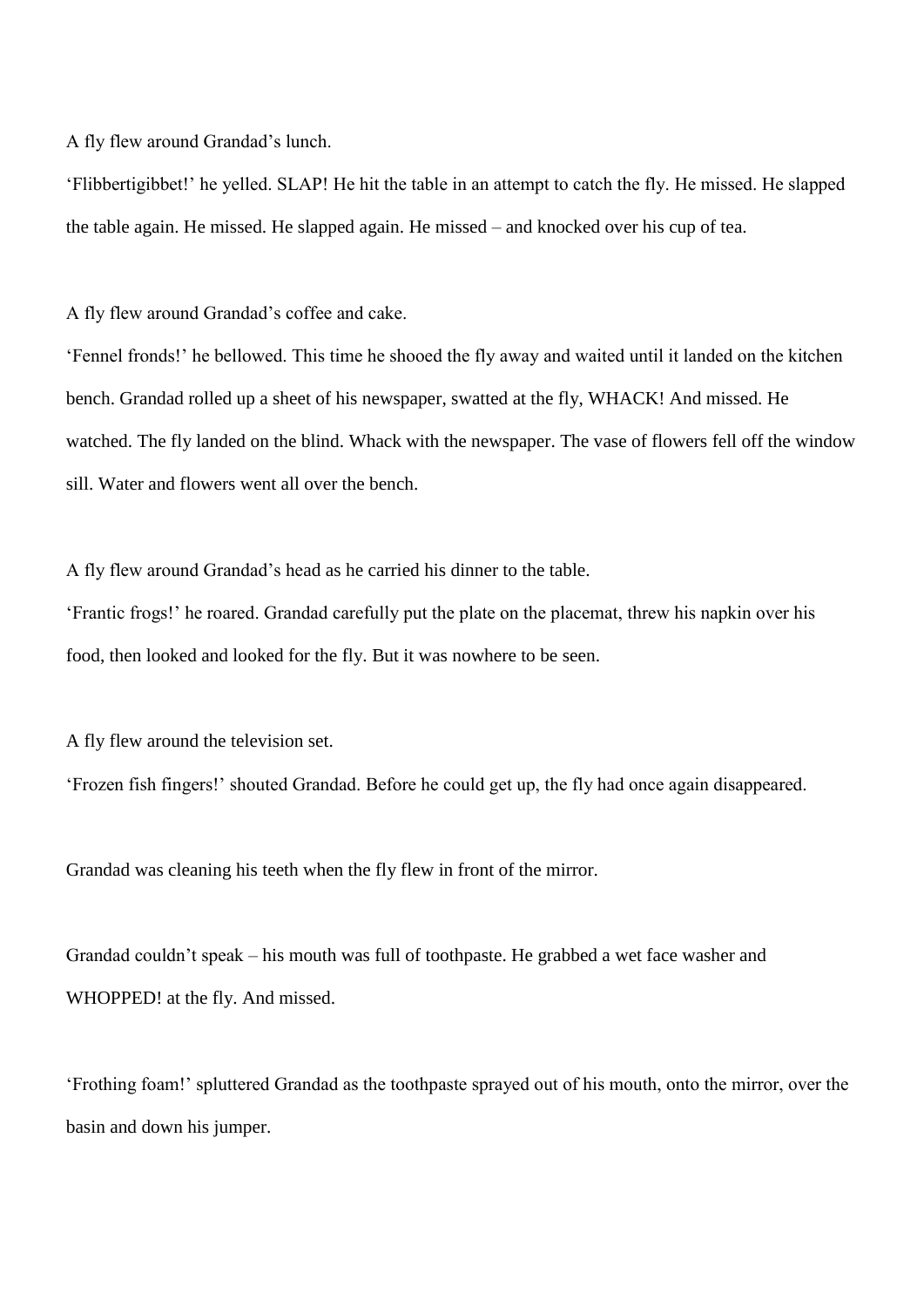A fly flew around Grandad's lunch.

'Flibbertigibbet!' he yelled. SLAP! He hit the table in an attempt to catch the fly. He missed. He slapped the table again. He missed. He slapped again. He missed – and knocked over his cup of tea.

A fly flew around Grandad's coffee and cake.

'Fennel fronds!' he bellowed. This time he shooed the fly away and waited until it landed on the kitchen bench. Grandad rolled up a sheet of his newspaper, swatted at the fly, WHACK! And missed. He watched. The fly landed on the blind. Whack with the newspaper. The vase of flowers fell off the window sill. Water and flowers went all over the bench.

A fly flew around Grandad's head as he carried his dinner to the table.

'Frantic frogs!' he roared. Grandad carefully put the plate on the placemat, threw his napkin over his food, then looked and looked for the fly. But it was nowhere to be seen.

A fly flew around the television set.

'Frozen fish fingers!' shouted Grandad. Before he could get up, the fly had once again disappeared.

Grandad was cleaning his teeth when the fly flew in front of the mirror.

Grandad couldn't speak – his mouth was full of toothpaste. He grabbed a wet face washer and WHOPPED! at the fly. And missed.

'Frothing foam!' spluttered Grandad as the toothpaste sprayed out of his mouth, onto the mirror, over the basin and down his jumper.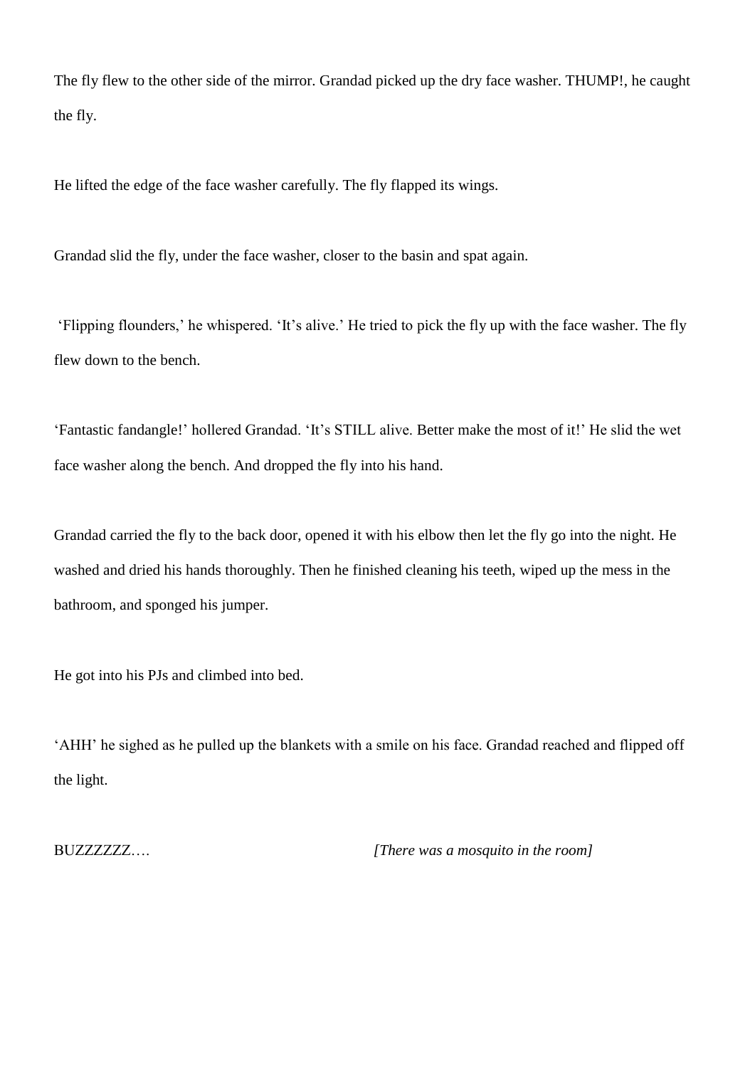The fly flew to the other side of the mirror. Grandad picked up the dry face washer. THUMP!, he caught the fly.

He lifted the edge of the face washer carefully. The fly flapped its wings.

Grandad slid the fly, under the face washer, closer to the basin and spat again.

'Flipping flounders,' he whispered. 'It's alive.' He tried to pick the fly up with the face washer. The fly flew down to the bench.

'Fantastic fandangle!' hollered Grandad. 'It's STILL alive. Better make the most of it!' He slid the wet face washer along the bench. And dropped the fly into his hand.

Grandad carried the fly to the back door, opened it with his elbow then let the fly go into the night. He washed and dried his hands thoroughly. Then he finished cleaning his teeth, wiped up the mess in the bathroom, and sponged his jumper.

He got into his PJs and climbed into bed.

'AHH' he sighed as he pulled up the blankets with a smile on his face. Grandad reached and flipped off the light.

BUZZZZZZ…. *[There was a mosquito in the room]*